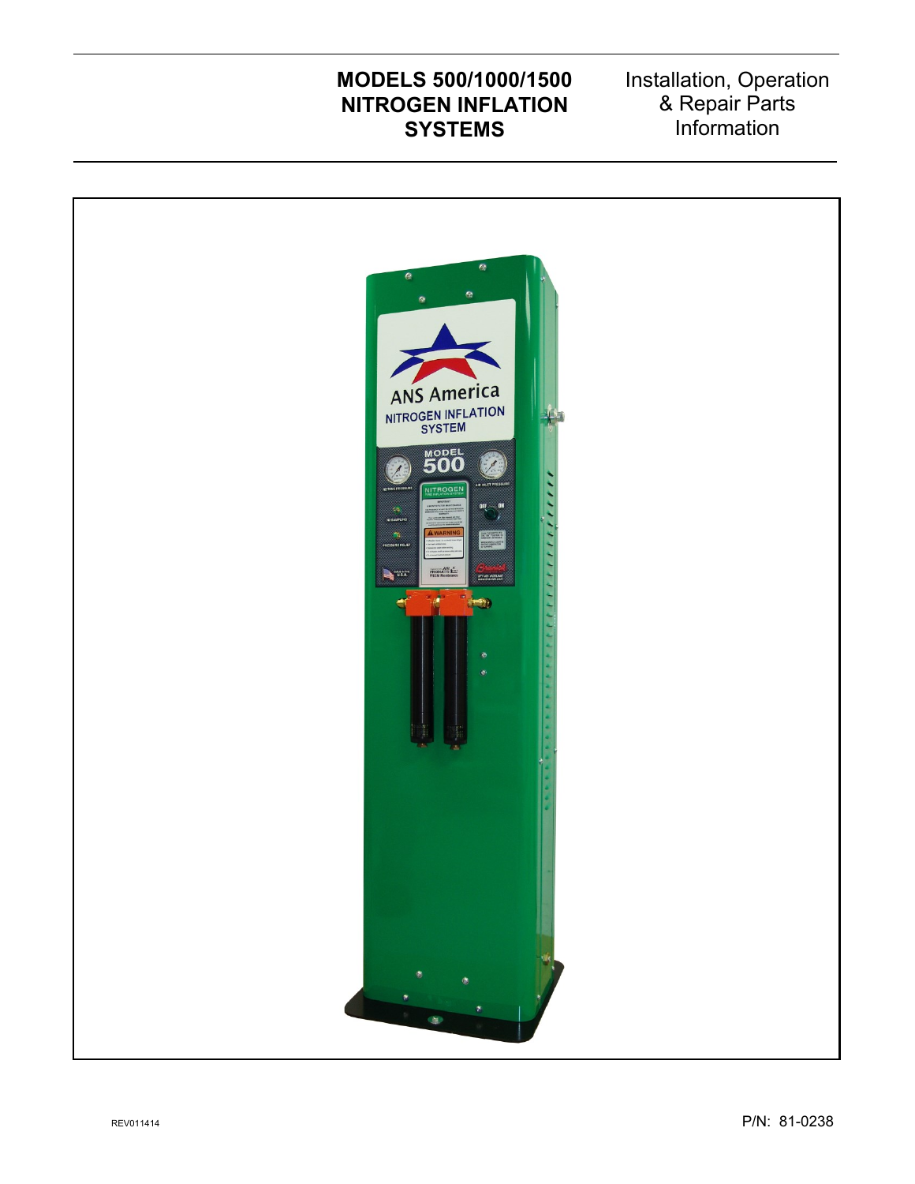# MODELS 500/1000/1500 NITROGEN INFLATION SYSTEMS

Installation, Operation & Repair Parts Information

REV011414

P/N: 81-0238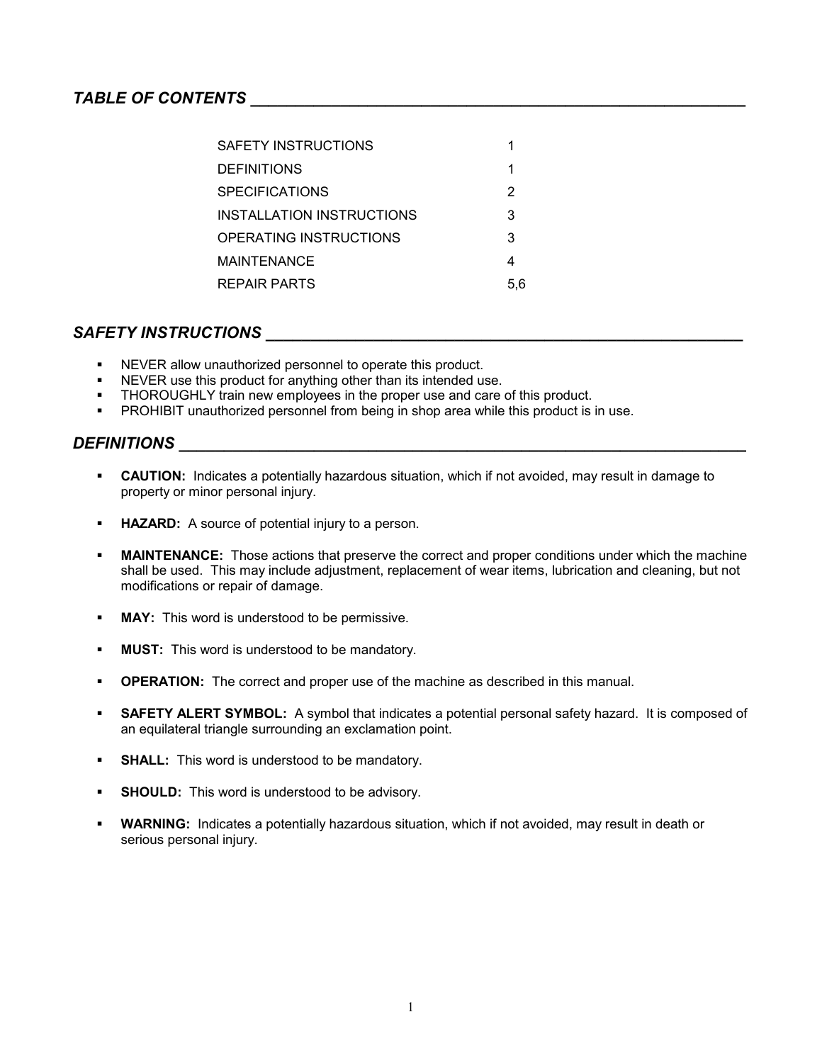## *TABLE OF CONTENTS*

| | |
|---|---|
| SAFETY INSTRUCTIONS | 1 |
| DEFINITIONS | 1 |
| SPECIFICATIONS | 2 |
| INSTALLATION INSTRUCTIONS | 3 |
| OPERATING INSTRUCTIONS | 3 |
| MAINTENANCE | 4 |
| REPAIR PARTS | 5,6 |

## *SAFETY INSTRUCTIONS*

- NEVER allow unauthorized personnel to operate this product.
- NEVER use this product for anything other than its intended use.
- THOROUGHLY train new employees in the proper use and care of this product.
- PROHIBIT unauthorized personnel from being in shop area while this product is in use.

## *DEFINITIONS*

- **CAUTION:** Indicates a potentially hazardous situation, which if not avoided, may result in damage to property or minor personal injury.
- **HAZARD:** A source of potential injury to a person.
- **MAINTENANCE:** Those actions that preserve the correct and proper conditions under which the machine shall be used. This may include adjustment, replacement of wear items, lubrication and cleaning, but not modifications or repair of damage.
- **MAY:** This word is understood to be permissive.
- **MUST:** This word is understood to be mandatory.
- **OPERATION:** The correct and proper use of the machine as described in this manual.
- **SAFETY ALERT SYMBOL:** A symbol that indicates a potential personal safety hazard. It is composed of an equilateral triangle surrounding an exclamation point.
- **SHALL:** This word is understood to be mandatory.
- **SHOULD:** This word is understood to be advisory.
- **WARNING:** Indicates a potentially hazardous situation, which if not avoided, may result in death or serious personal injury.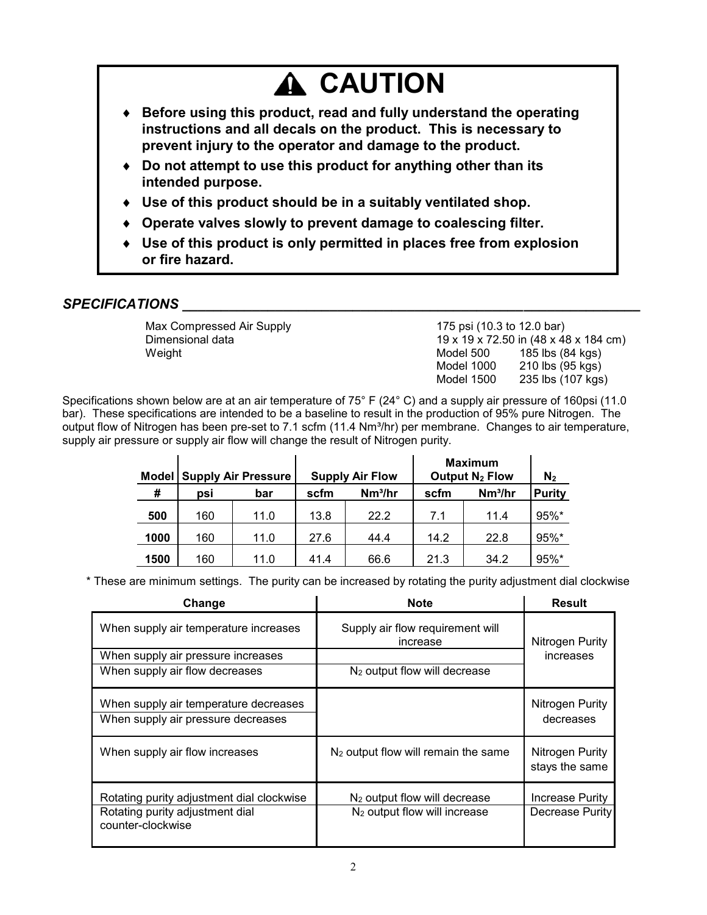# ⚠ CAUTION

- **Before using this product, read and fully understand the operating instructions and all decals on the product. This is necessary to prevent injury to the operator and damage to the product.**
- **Do not attempt to use this product for anything other than its intended purpose.**
- **Use of this product should be in a suitably ventilated shop.**
- **Operate valves slowly to prevent damage to coalescing filter.**
- **Use of this product is only permitted in places free from explosion or fire hazard.**

## *SPECIFICATIONS*

| | | |
|---|---|---|
| Max Compressed Air Supply | 175 psi (10.3 to 12.0 bar) | |
| Dimensional data | 19 x 19 x 72.50 in (48 x 48 x 184 cm) | |
| Weight | Model 500 | 185 lbs (84 kgs) |
| | Model 1000 | 210 lbs (95 kgs) |
| | Model 1500 | 235 lbs (107 kgs) |

Specifications shown below are at an air temperature of 75° F (24° C) and a supply air pressure of 160psi (11.0 bar). These specifications are intended to be a baseline to result in the production of 95% pure Nitrogen. The output flow of Nitrogen has been pre-set to 7.1 scfm (11.4 Nm³/hr) per membrane. Changes to air temperature, supply air pressure or supply air flow will change the result of Nitrogen purity.

| Model | Supply Air Pressure | | Supply Air Flow | | Maximum Output $N_2$ Flow | | $N_2$ |
|---|---|---|---|---|---|---|---|
| # | psi | bar | scfm | Nm³/hr | scfm | Nm³/hr | Purity |
| **500** | 160 | 11.0 | 13.8 | 22.2 | 7.1 | 11.4 | 95%* |
| **1000** | 160 | 11.0 | 27.6 | 44.4 | 14.2 | 22.8 | 95%* |
| **1500** | 160 | 11.0 | 41.4 | 66.6 | 21.3 | 34.2 | 95%* |

\* These are minimum settings. The purity can be increased by rotating the purity adjustment dial clockwise

| Change | Note | Result |
|---|---|---|
| When supply air temperature increases | Supply air flow requirement will increase | Nitrogen Purity increases |
| When supply air pressure increases | | |
| When supply air flow decreases | $N_2$ output flow will decrease | |
| When supply air temperature decreases | | Nitrogen Purity decreases |
| When supply air pressure decreases | | |
| When supply air flow increases | $N_2$ output flow will remain the same | Nitrogen Purity stays the same |
| Rotating purity adjustment dial clockwise | $N_2$ output flow will decrease | Increase Purity |
| Rotating purity adjustment dial counter-clockwise | $N_2$ output flow will increase | Decrease Purity |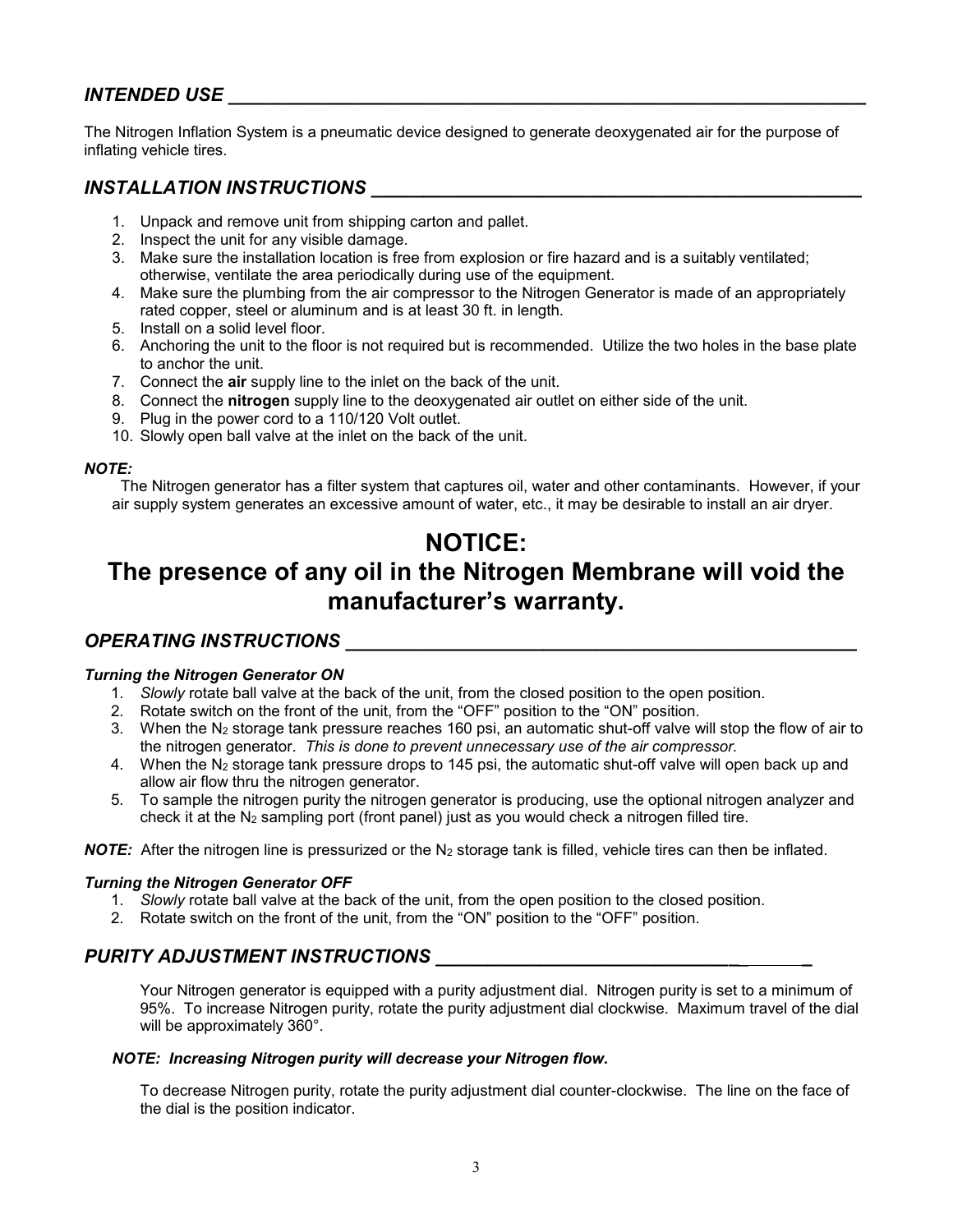## *INTENDED USE*

The Nitrogen Inflation System is a pneumatic device designed to generate deoxygenated air for the purpose of inflating vehicle tires.

## *INSTALLATION INSTRUCTIONS*

1. Unpack and remove unit from shipping carton and pallet.
2. Inspect the unit for any visible damage.
3. Make sure the installation location is free from explosion or fire hazard and is a suitably ventilated; otherwise, ventilate the area periodically during use of the equipment.
4. Make sure the plumbing from the air compressor to the Nitrogen Generator is made of an appropriately rated copper, steel or aluminum and is at least 30 ft. in length.
5. Install on a solid level floor.
6. Anchoring the unit to the floor is not required but is recommended. Utilize the two holes in the base plate to anchor the unit.
7. Connect the **air** supply line to the inlet on the back of the unit.
8. Connect the **nitrogen** supply line to the deoxygenated air outlet on either side of the unit.
9. Plug in the power cord to a 110/120 Volt outlet.
10. Slowly open ball valve at the inlet on the back of the unit.

***NOTE:***

The Nitrogen generator has a filter system that captures oil, water and other contaminants. However, if your air supply system generates an excessive amount of water, etc., it may be desirable to install an air dryer.

# NOTICE:
# The presence of any oil in the Nitrogen Membrane will void the manufacturer's warranty.

## *OPERATING INSTRUCTIONS*

***Turning the Nitrogen Generator ON***

1. *Slowly* rotate ball valve at the back of the unit, from the closed position to the open position.
2. Rotate switch on the front of the unit, from the "OFF" position to the "ON" position.
3. When the $N_2$ storage tank pressure reaches 160 psi, an automatic shut-off valve will stop the flow of air to the nitrogen generator. *This is done to prevent unnecessary use of the air compressor.*
4. When the $N_2$ storage tank pressure drops to 145 psi, the automatic shut-off valve will open back up and allow air flow thru the nitrogen generator.
5. To sample the nitrogen purity the nitrogen generator is producing, use the optional nitrogen analyzer and check it at the $N_2$ sampling port (front panel) just as you would check a nitrogen filled tire.

***NOTE:*** After the nitrogen line is pressurized or the $N_2$ storage tank is filled, vehicle tires can then be inflated.

***Turning the Nitrogen Generator OFF***

1. *Slowly* rotate ball valve at the back of the unit, from the open position to the closed position.
2. Rotate switch on the front of the unit, from the "ON" position to the "OFF" position.

## *PURITY ADJUSTMENT INSTRUCTIONS*

Your Nitrogen generator is equipped with a purity adjustment dial. Nitrogen purity is set to a minimum of 95%. To increase Nitrogen purity, rotate the purity adjustment dial clockwise. Maximum travel of the dial will be approximately 360°.

***NOTE: Increasing Nitrogen purity will decrease your Nitrogen flow.***

To decrease Nitrogen purity, rotate the purity adjustment dial counter-clockwise. The line on the face of the dial is the position indicator.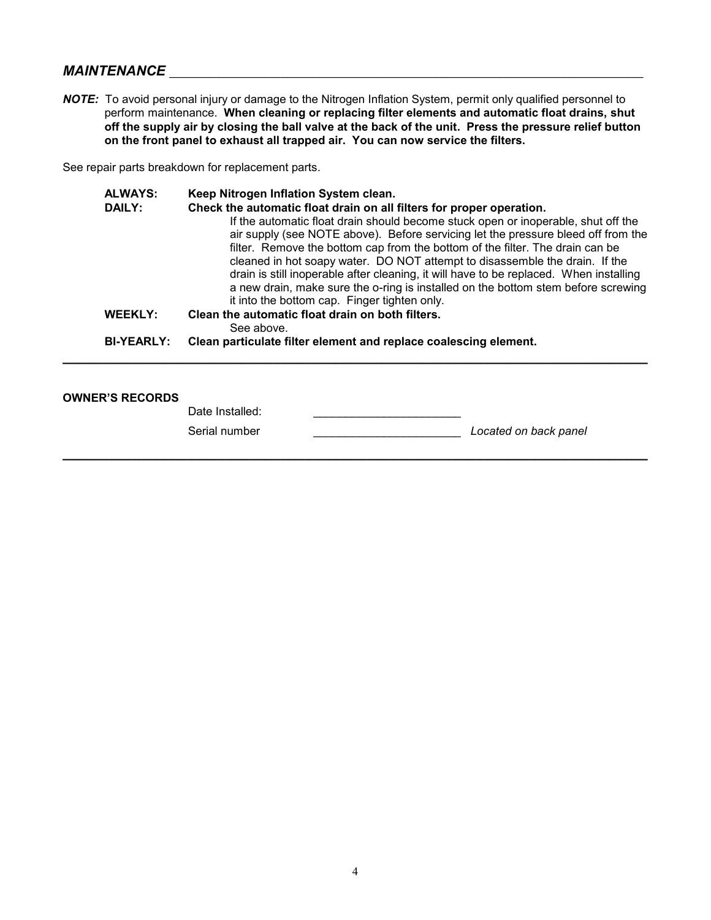## *MAINTENANCE*

***NOTE:*** To avoid personal injury or damage to the Nitrogen Inflation System, permit only qualified personnel to perform maintenance. **When cleaning or replacing filter elements and automatic float drains, shut off the supply air by closing the ball valve at the back of the unit. Press the pressure relief button on the front panel to exhaust all trapped air. You can now service the filters.**

See repair parts breakdown for replacement parts.

**ALWAYS:** **Keep Nitrogen Inflation System clean.**

**DAILY:** **Check the automatic float drain on all filters for proper operation.**
If the automatic float drain should become stuck open or inoperable, shut off the air supply (see NOTE above). Before servicing let the pressure bleed off from the filter. Remove the bottom cap from the bottom of the filter. The drain can be cleaned in hot soapy water. DO NOT attempt to disassemble the drain. If the drain is still inoperable after cleaning, it will have to be replaced. When installing a new drain, make sure the o-ring is installed on the bottom stem before screwing it into the bottom cap. Finger tighten only.

**WEEKLY:** **Clean the automatic float drain on both filters.**
See above.

**BI-YEARLY:** **Clean particulate filter element and replace coalescing element.**

---

**OWNER'S RECORDS**

Date Installed: ______________________

Serial number ______________________ *Located on back panel*

---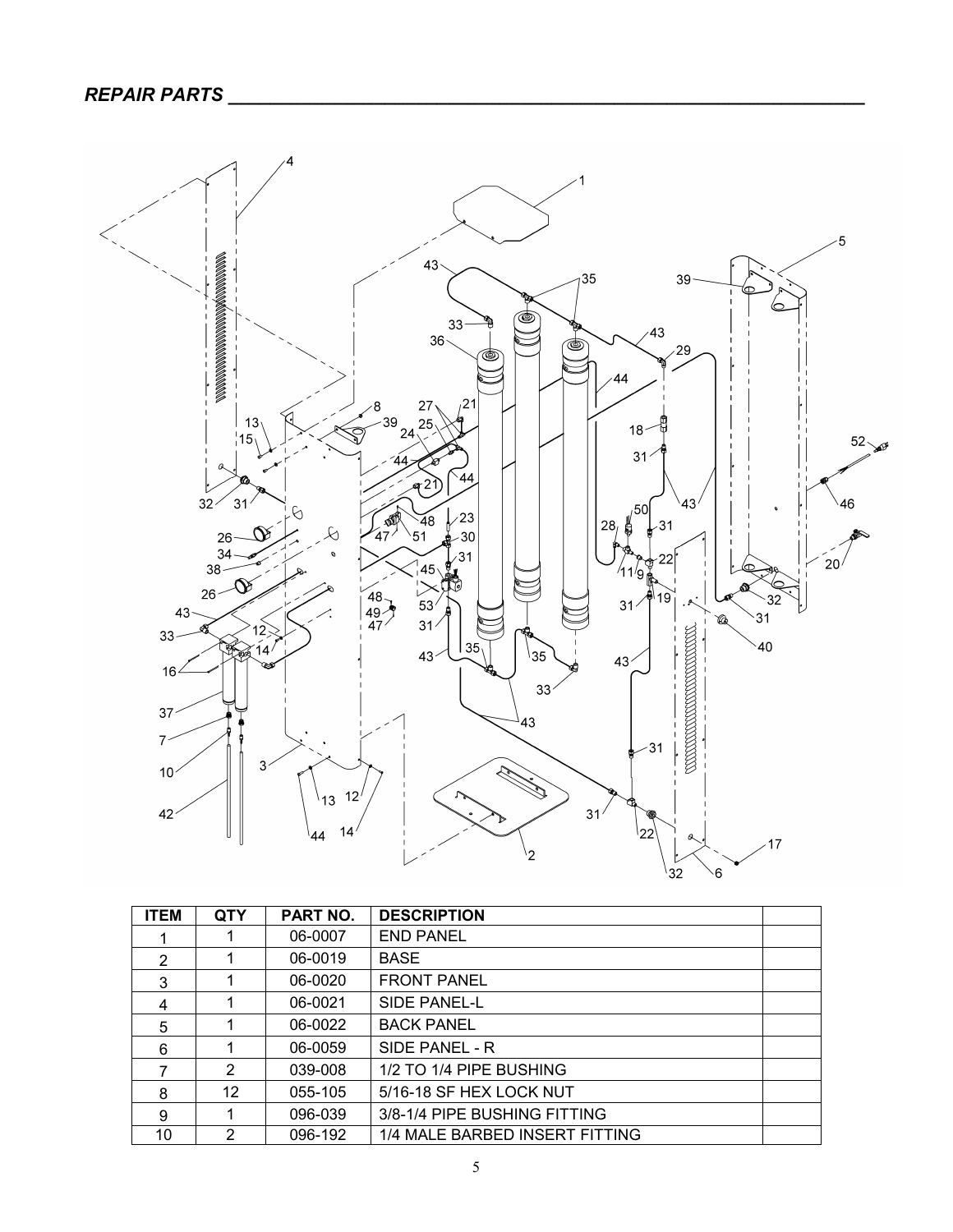## *REPAIR PARTS*

| ITEM | QTY | PART NO. | DESCRIPTION | |
|---|---|---|---|---|
| 1 | 1 | 06-0007 | END PANEL | |
| 2 | 1 | 06-0019 | BASE | |
| 3 | 1 | 06-0020 | FRONT PANEL | |
| 4 | 1 | 06-0021 | SIDE PANEL-L | |
| 5 | 1 | 06-0022 | BACK PANEL | |
| 6 | 1 | 06-0059 | SIDE PANEL - R | |
| 7 | 2 | 039-008 | 1/2 TO 1/4 PIPE BUSHING | |
| 8 | 12 | 055-105 | 5/16-18 SF HEX LOCK NUT | |
| 9 | 1 | 096-039 | 3/8-1/4 PIPE BUSHING FITTING | |
| 10 | 2 | 096-192 | 1/4 MALE BARBED INSERT FITTING | |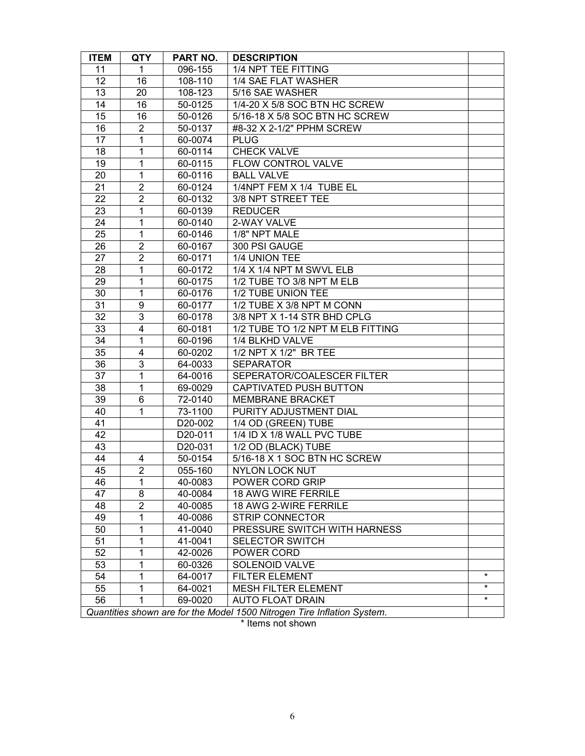| ITEM | QTY | PART NO. | DESCRIPTION | |
|---|---|---|---|---|
| 11 | 1 | 096-155 | 1/4 NPT TEE FITTING | |
| 12 | 16 | 108-110 | 1/4 SAE FLAT WASHER | |
| 13 | 20 | 108-123 | 5/16 SAE WASHER | |
| 14 | 16 | 50-0125 | 1/4-20 X 5/8 SOC BTN HC SCREW | |
| 15 | 16 | 50-0126 | 5/16-18 X 5/8 SOC BTN HC SCREW | |
| 16 | 2 | 50-0137 | #8-32 X 2-1/2" PPHM SCREW | |
| 17 | 1 | 60-0074 | PLUG | |
| 18 | 1 | 60-0114 | CHECK VALVE | |
| 19 | 1 | 60-0115 | FLOW CONTROL VALVE | |
| 20 | 1 | 60-0116 | BALL VALVE | |
| 21 | 2 | 60-0124 | 1/4NPT FEM X 1/4 TUBE EL | |
| 22 | 2 | 60-0132 | 3/8 NPT STREET TEE | |
| 23 | 1 | 60-0139 | REDUCER | |
| 24 | 1 | 60-0140 | 2-WAY VALVE | |
| 25 | 1 | 60-0146 | 1/8" NPT MALE | |
| 26 | 2 | 60-0167 | 300 PSI GAUGE | |
| 27 | 2 | 60-0171 | 1/4 UNION TEE | |
| 28 | 1 | 60-0172 | 1/4 X 1/4 NPT M SWVL ELB | |
| 29 | 1 | 60-0175 | 1/2 TUBE TO 3/8 NPT M ELB | |
| 30 | 1 | 60-0176 | 1/2 TUBE UNION TEE | |
| 31 | 9 | 60-0177 | 1/2 TUBE X 3/8 NPT M CONN | |
| 32 | 3 | 60-0178 | 3/8 NPT X 1-14 STR BHD CPLG | |
| 33 | 4 | 60-0181 | 1/2 TUBE TO 1/2 NPT M ELB FITTING | |
| 34 | 1 | 60-0196 | 1/4 BLKHD VALVE | |
| 35 | 4 | 60-0202 | 1/2 NPT X 1/2" BR TEE | |
| 36 | 3 | 64-0033 | SEPARATOR | |
| 37 | 1 | 64-0016 | SEPERATOR/COALESCER FILTER | |
| 38 | 1 | 69-0029 | CAPTIVATED PUSH BUTTON | |
| 39 | 6 | 72-0140 | MEMBRANE BRACKET | |
| 40 | 1 | 73-1100 | PURITY ADJUSTMENT DIAL | |
| 41 | | D20-002 | 1/4 OD (GREEN) TUBE | |
| 42 | | D20-011 | 1/4 ID X 1/8 WALL PVC TUBE | |
| 43 | | D20-031 | 1/2 OD (BLACK) TUBE | |
| 44 | 4 | 50-0154 | 5/16-18 X 1 SOC BTN HC SCREW | |
| 45 | 2 | 055-160 | NYLON LOCK NUT | |
| 46 | 1 | 40-0083 | POWER CORD GRIP | |
| 47 | 8 | 40-0084 | 18 AWG WIRE FERRILE | |
| 48 | 2 | 40-0085 | 18 AWG 2-WIRE FERRILE | |
| 49 | 1 | 40-0086 | STRIP CONNECTOR | |
| 50 | 1 | 41-0040 | PRESSURE SWITCH WITH HARNESS | |
| 51 | 1 | 41-0041 | SELECTOR SWITCH | |
| 52 | 1 | 42-0026 | POWER CORD | |
| 53 | 1 | 60-0326 | SOLENOID VALVE | |
| 54 | 1 | 64-0017 | FILTER ELEMENT | * |
| 55 | 1 | 64-0021 | MESH FILTER ELEMENT | * |
| 56 | 1 | 69-0020 | AUTO FLOAT DRAIN | * |
| *Quantities shown are for the Model 1500 Nitrogen Tire Inflation System.* | | | | |

\* Items not shown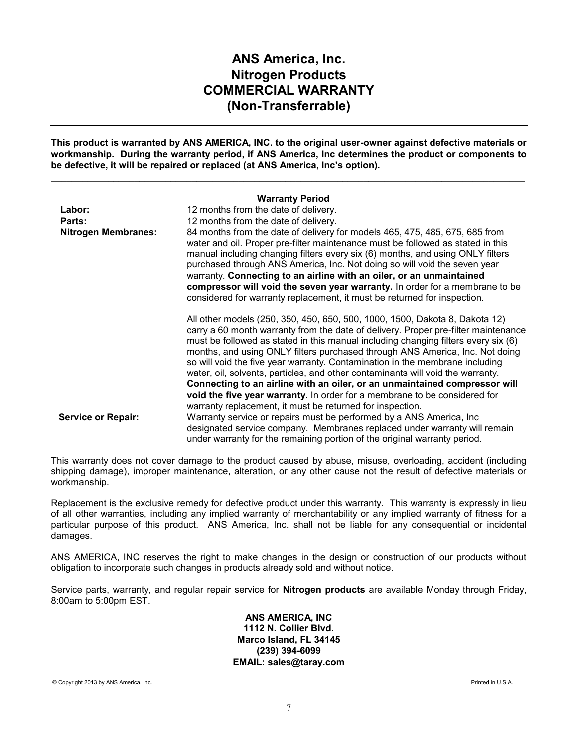# ANS America, Inc.
# Nitrogen Products
# COMMERCIAL WARRANTY
# (Non-Transferrable)

**This product is warranted by ANS AMERICA, INC. to the original user-owner against defective materials or workmanship. During the warranty period, if ANS America, Inc determines the product or components to be defective, it will be repaired or replaced (at ANS America, Inc's option).**

| | **Warranty Period** |
|---|---|
| **Labor:** | 12 months from the date of delivery. |
| **Parts:** | 12 months from the date of delivery. |
| **Nitrogen Membranes:** | 84 months from the date of delivery for models 465, 475, 485, 675, 685 from water and oil. Proper pre-filter maintenance must be followed as stated in this manual including changing filters every six (6) months, and using ONLY filters purchased through ANS America, Inc. Not doing so will void the seven year warranty. **Connecting to an airline with an oiler, or an unmaintained compressor will void the seven year warranty.** In order for a membrane to be considered for warranty replacement, it must be returned for inspection.<br><br>All other models (250, 350, 450, 650, 500, 1000, 1500, Dakota 8, Dakota 12) carry a 60 month warranty from the date of delivery. Proper pre-filter maintenance must be followed as stated in this manual including changing filters every six (6) months, and using ONLY filters purchased through ANS America, Inc. Not doing so will void the five year warranty. Contamination in the membrane including water, oil, solvents, particles, and other contaminants will void the warranty. **Connecting to an airline with an oiler, or an unmaintained compressor will void the five year warranty.** In order for a membrane to be considered for warranty replacement, it must be returned for inspection. |
| **Service or Repair:** | Warranty service or repairs must be performed by a ANS America, Inc designated service company. Membranes replaced under warranty will remain under warranty for the remaining portion of the original warranty period. |

This warranty does not cover damage to the product caused by abuse, misuse, overloading, accident (including shipping damage), improper maintenance, alteration, or any other cause not the result of defective materials or workmanship.

Replacement is the exclusive remedy for defective product under this warranty. This warranty is expressly in lieu of all other warranties, including any implied warranty of merchantability or any implied warranty of fitness for a particular purpose of this product. ANS America, Inc. shall not be liable for any consequential or incidental damages.

ANS AMERICA, INC reserves the right to make changes in the design or construction of our products without obligation to incorporate such changes in products already sold and without notice.

Service parts, warranty, and regular repair service for **Nitrogen products** are available Monday through Friday, 8:00am to 5:00pm EST.

**ANS AMERICA, INC**
**1112 N. Collier Blvd.**
**Marco Island, FL 34145**
**(239) 394-6099**
**EMAIL: sales@taray.com**

© Copyright 2013 by ANS America, Inc. Printed in U.S.A.